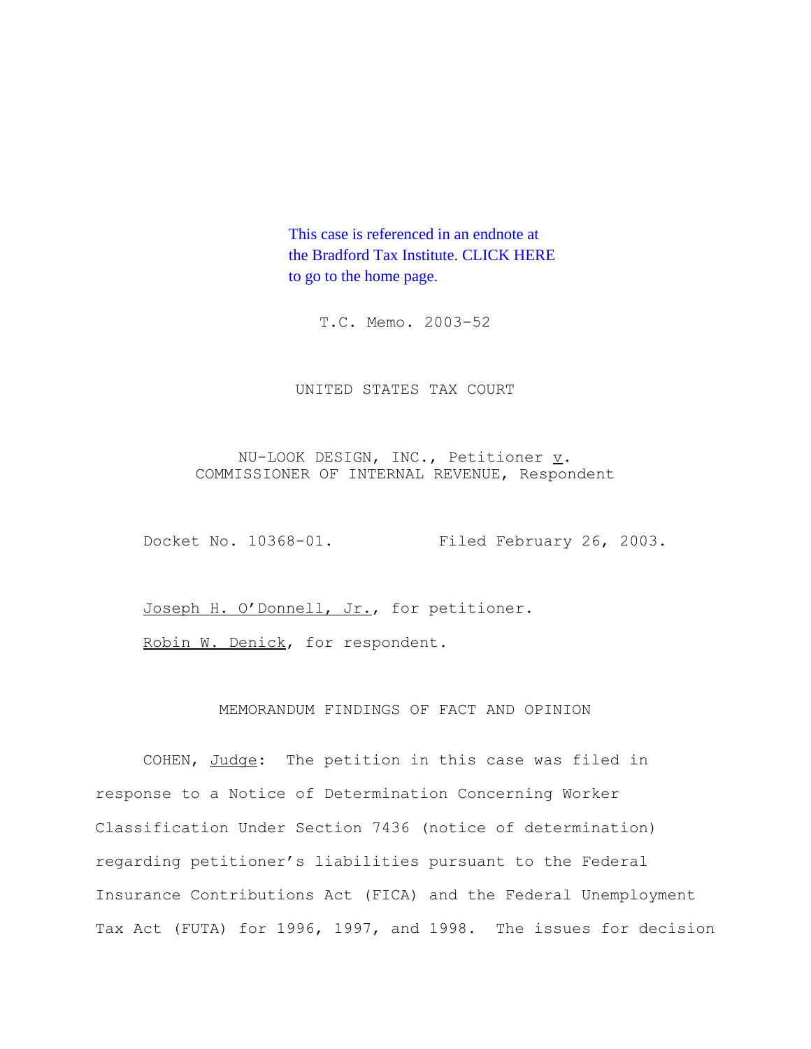This case is referenced in an endnote at the Bradford Tax Institute. CLICK HERE to go to the home page.

T.C. Memo. 2003-52

UNITED STATES TAX COURT

NU-LOOK DESIGN, INC., Petitioner v. COMMISSIONER OF INTERNAL REVENUE, Respondent

Docket No. 10368-01. Filed February 26, 2003.

Joseph H. O'Donnell, Jr., for petitioner.

Robin W. Denick, for respondent.

MEMORANDUM FINDINGS OF FACT AND OPINION

COHEN, Judge: The petition in this case was filed in response to a Notice of Determination Concerning Worker Classification Under Section 7436 (notice of determination) regarding petitioner's liabilities pursuant to the Federal Insurance Contributions Act (FICA) and the Federal Unemployment Tax Act (FUTA) for 1996, 1997, and 1998. The issues for decision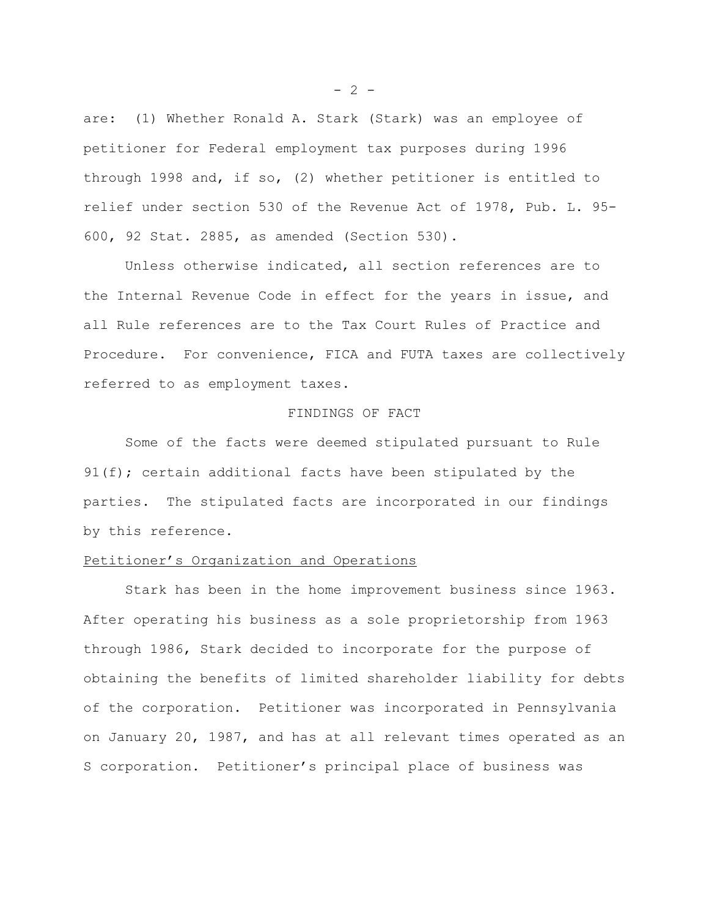are: (1) Whether Ronald A. Stark (Stark) was an employee of petitioner for Federal employment tax purposes during 1996 through 1998 and, if so, (2) whether petitioner is entitled to relief under section 530 of the Revenue Act of 1978, Pub. L. 95-600, 92 Stat. 2885, as amended (Section 530).

Unless otherwise indicated, all section references are to the Internal Revenue Code in effect for the years in issue, and all Rule references are to the Tax Court Rules of Practice and Procedure. For convenience, FICA and FUTA taxes are collectively referred to as employment taxes.

## FINDINGS OF FACT

Some of the facts were deemed stipulated pursuant to Rule 91(f); certain additional facts have been stipulated by the parties. The stipulated facts are incorporated in our findings by this reference.

### Petitioner's Organization and Operations

Stark has been in the home improvement business since 1963. After operating his business as a sole proprietorship from 1963 through 1986, Stark decided to incorporate for the purpose of obtaining the benefits of limited shareholder liability for debts of the corporation. Petitioner was incorporated in Pennsylvania on January 20, 1987, and has at all relevant times operated as an S corporation. Petitioner's principal place of business was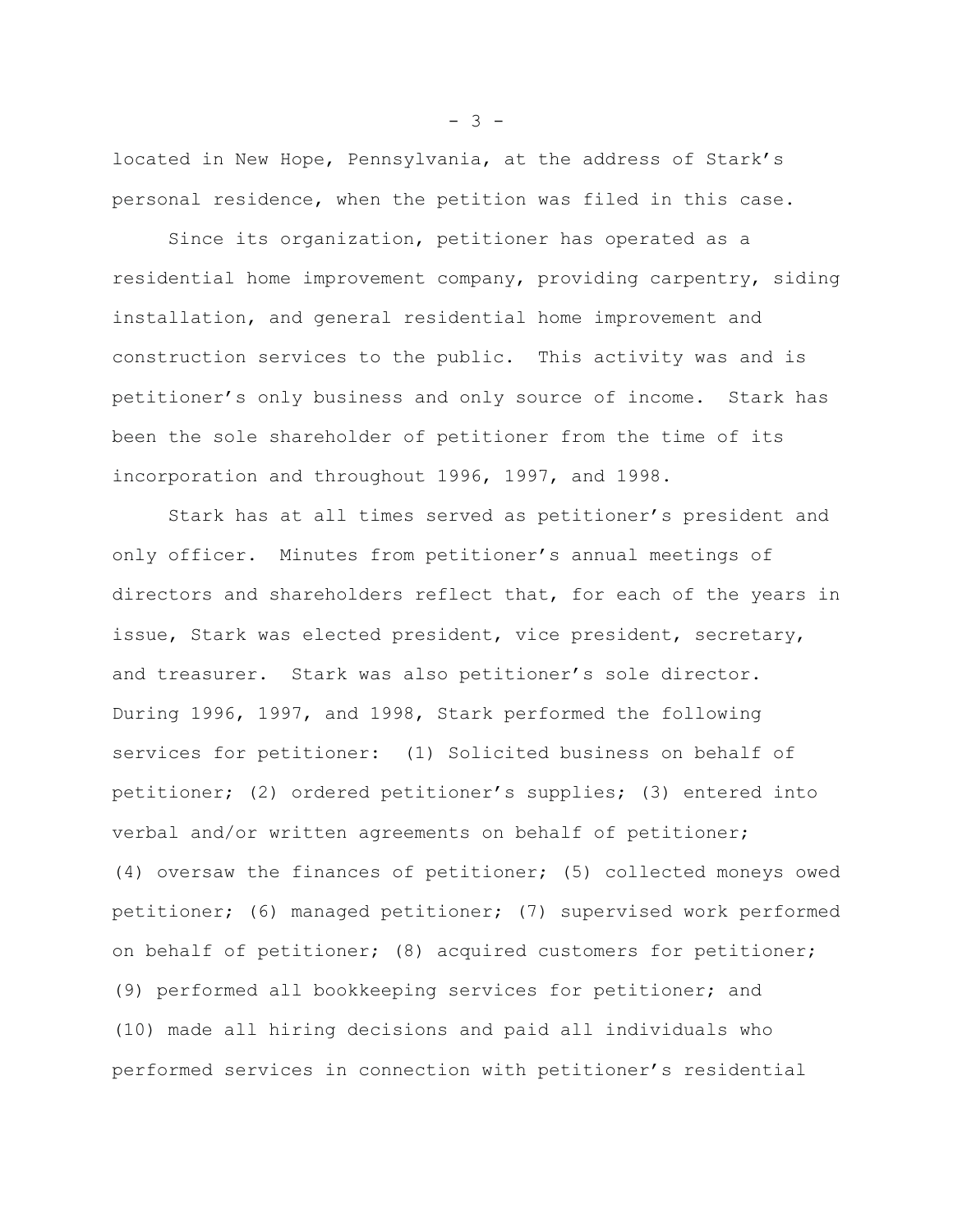located in New Hope, Pennsylvania, at the address of Stark's personal residence, when the petition was filed in this case.

Since its organization, petitioner has operated as a residential home improvement company, providing carpentry, siding installation, and general residential home improvement and construction services to the public. This activity was and is petitioner's only business and only source of income. Stark has been the sole shareholder of petitioner from the time of its incorporation and throughout 1996, 1997, and 1998.

Stark has at all times served as petitioner's president and only officer. Minutes from petitioner's annual meetings of directors and shareholders reflect that, for each of the years in issue, Stark was elected president, vice president, secretary, and treasurer. Stark was also petitioner's sole director. During 1996, 1997, and 1998, Stark performed the following services for petitioner: (1) Solicited business on behalf of petitioner; (2) ordered petitioner's supplies; (3) entered into verbal and/or written agreements on behalf of petitioner; (4) oversaw the finances of petitioner; (5) collected moneys owed petitioner; (6) managed petitioner; (7) supervised work performed on behalf of petitioner; (8) acquired customers for petitioner; (9) performed all bookkeeping services for petitioner; and (10) made all hiring decisions and paid all individuals who performed services in connection with petitioner's residential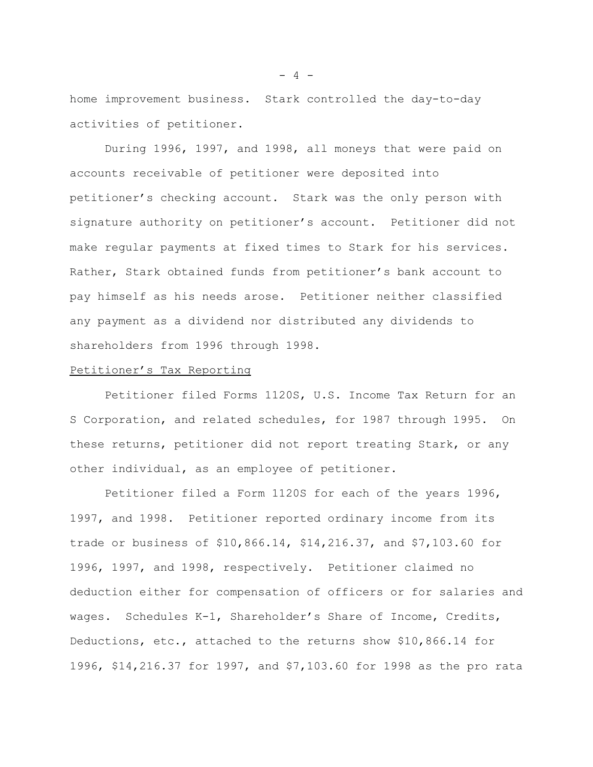home improvement business. Stark controlled the day-to-day activities of petitioner.

During 1996, 1997, and 1998, all moneys that were paid on accounts receivable of petitioner were deposited into petitioner's checking account. Stark was the only person with signature authority on petitioner's account. Petitioner did not make regular payments at fixed times to Stark for his services. Rather, Stark obtained funds from petitioner's bank account to pay himself as his needs arose. Petitioner neither classified any payment as a dividend nor distributed any dividends to shareholders from 1996 through 1998.

Petitioner's Tax Reporting

Petitioner filed Forms 1120S, U.S. Income Tax Return for an S Corporation, and related schedules, for 1987 through 1995. On these returns, petitioner did not report treating Stark, or any other individual, as an employee of petitioner.

Petitioner filed a Form 1120S for each of the years 1996, 1997, and 1998. Petitioner reported ordinary income from its trade or business of $10,866.14, $14,216.37, and $7,103.60 for 1996, 1997, and 1998, respectively. Petitioner claimed no deduction either for compensation of officers or for salaries and wages. Schedules K-1, Shareholder's Share of Income, Credits, Deductions, etc., attached to the returns show $10,866.14 for 1996, $14,216.37 for 1997, and $7,103.60 for 1998 as the pro rata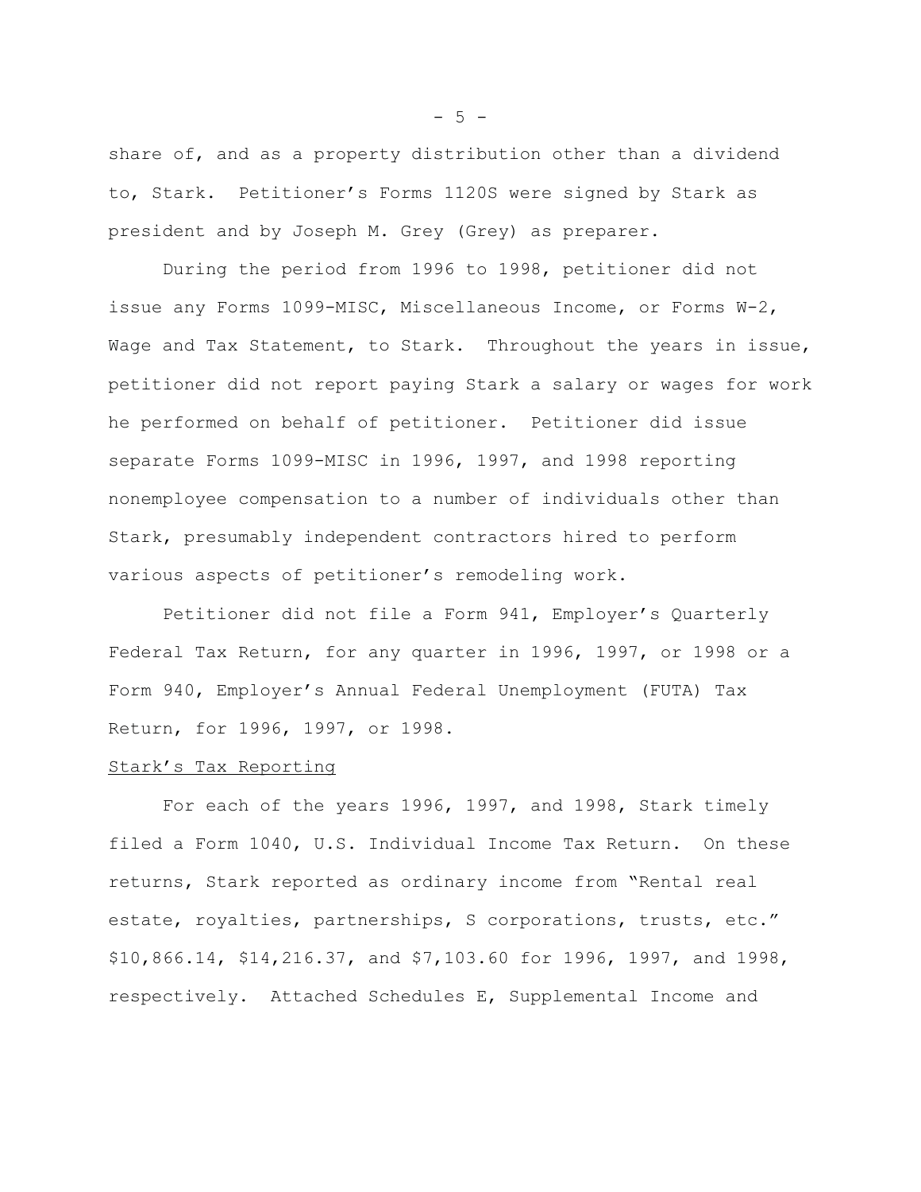share of, and as a property distribution other than a dividend to, Stark. Petitioner's Forms 1120S were signed by Stark as president and by Joseph M. Grey (Grey) as preparer.

During the period from 1996 to 1998, petitioner did not issue any Forms 1099-MISC, Miscellaneous Income, or Forms W-2, Wage and Tax Statement, to Stark. Throughout the years in issue, petitioner did not report paying Stark a salary or wages for work he performed on behalf of petitioner. Petitioner did issue separate Forms 1099-MISC in 1996, 1997, and 1998 reporting nonemployee compensation to a number of individuals other than Stark, presumably independent contractors hired to perform various aspects of petitioner's remodeling work.

Petitioner did not file a Form 941, Employer's Quarterly Federal Tax Return, for any quarter in 1996, 1997, or 1998 or a Form 940, Employer's Annual Federal Unemployment (FUTA) Tax Return, for 1996, 1997, or 1998.

<u>Stark's Tax Reporting</u>

For each of the years 1996, 1997, and 1998, Stark timely filed a Form 1040, U.S. Individual Income Tax Return. On these returns, Stark reported as ordinary income from "Rental real estate, royalties, partnerships, S corporations, trusts, etc." $10,866.14, $14,216.37, and $7,103.60 for 1996, 1997, and 1998, respectively. Attached Schedules E, Supplemental Income and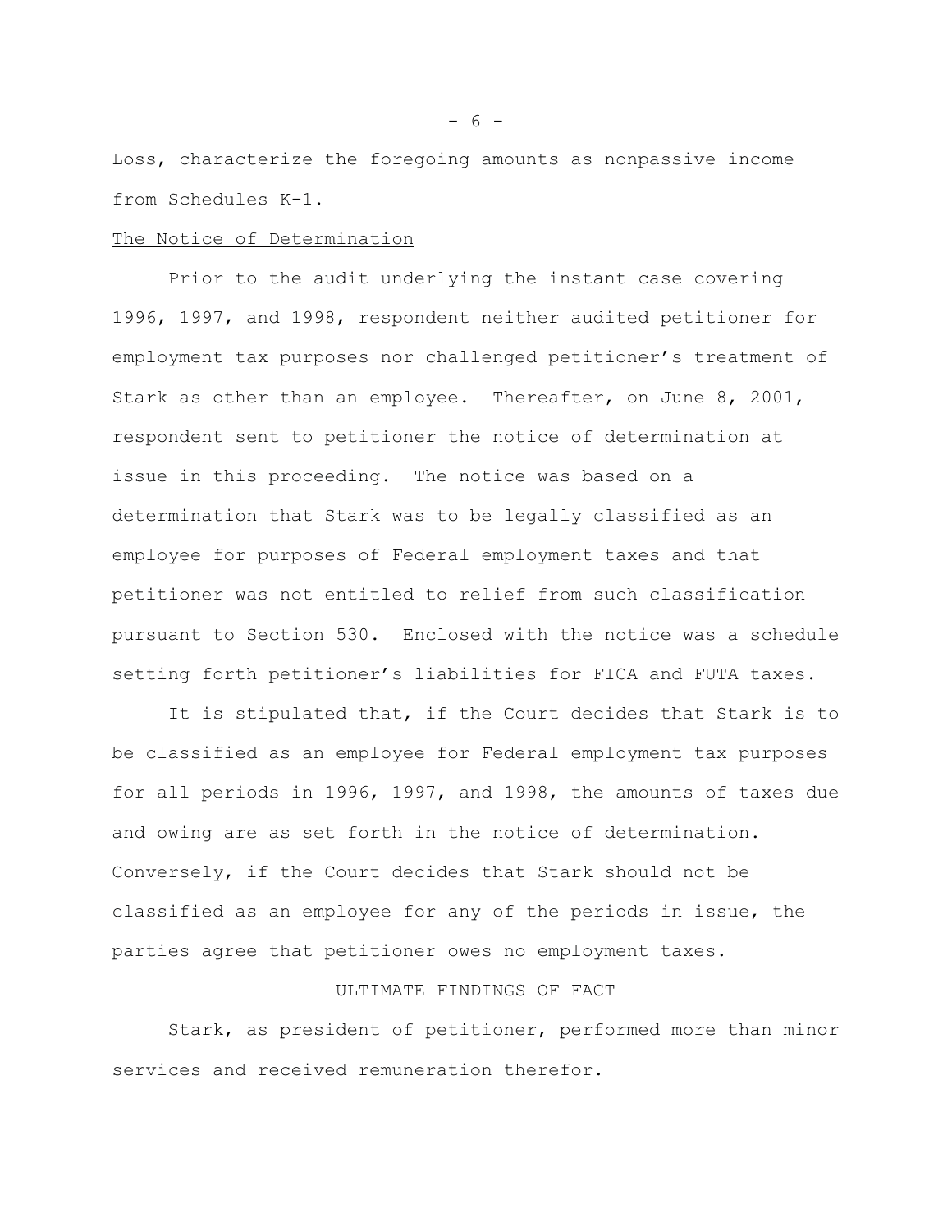Loss, characterize the foregoing amounts as nonpassive income from Schedules K-1.

The Notice of Determination

Prior to the audit underlying the instant case covering 1996, 1997, and 1998, respondent neither audited petitioner for employment tax purposes nor challenged petitioner's treatment of Stark as other than an employee. Thereafter, on June 8, 2001, respondent sent to petitioner the notice of determination at issue in this proceeding. The notice was based on a determination that Stark was to be legally classified as an employee for purposes of Federal employment taxes and that petitioner was not entitled to relief from such classification pursuant to Section 530. Enclosed with the notice was a schedule setting forth petitioner's liabilities for FICA and FUTA taxes.

It is stipulated that, if the Court decides that Stark is to be classified as an employee for Federal employment tax purposes for all periods in 1996, 1997, and 1998, the amounts of taxes due and owing are as set forth in the notice of determination. Conversely, if the Court decides that Stark should not be classified as an employee for any of the periods in issue, the parties agree that petitioner owes no employment taxes.

ULTIMATE FINDINGS OF FACT

Stark, as president of petitioner, performed more than minor services and received remuneration therefor.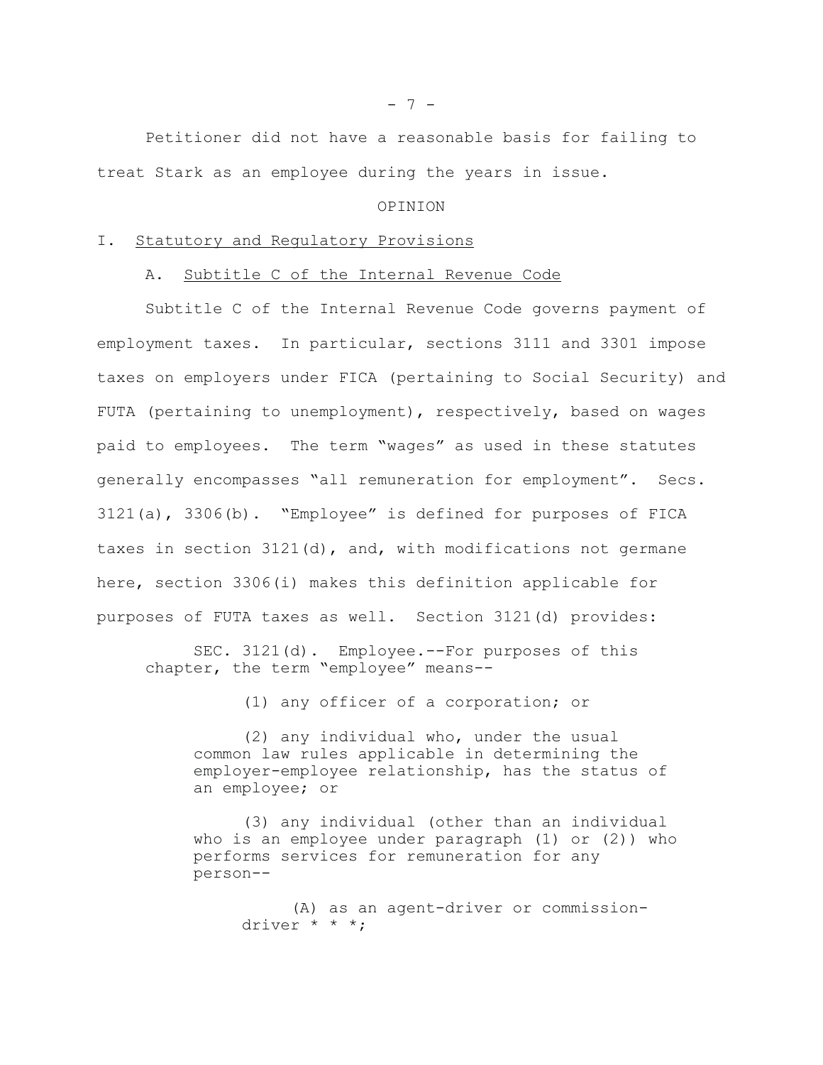Petitioner did not have a reasonable basis for failing to treat Stark as an employee during the years in issue.

OPINION

## I. <u>Statutory and Regulatory Provisions</u>

### A. <u>Subtitle C of the Internal Revenue Code</u>

Subtitle C of the Internal Revenue Code governs payment of employment taxes. In particular, sections 3111 and 3301 impose taxes on employers under FICA (pertaining to Social Security) and FUTA (pertaining to unemployment), respectively, based on wages paid to employees. The term "wages" as used in these statutes generally encompasses "all remuneration for employment". Secs. 3121(a), 3306(b). "Employee" is defined for purposes of FICA taxes in section 3121(d), and, with modifications not germane here, section 3306(i) makes this definition applicable for purposes of FUTA taxes as well. Section 3121(d) provides:

> SEC. 3121(d). Employee.--For purposes of this chapter, the term "employee" means--
>
> (1) any officer of a corporation; or
>
> (2) any individual who, under the usual common law rules applicable in determining the employer-employee relationship, has the status of an employee; or
>
> (3) any individual (other than an individual who is an employee under paragraph (1) or (2)) who performs services for remuneration for any person--
>
> (A) as an agent-driver or commission-driver * * *;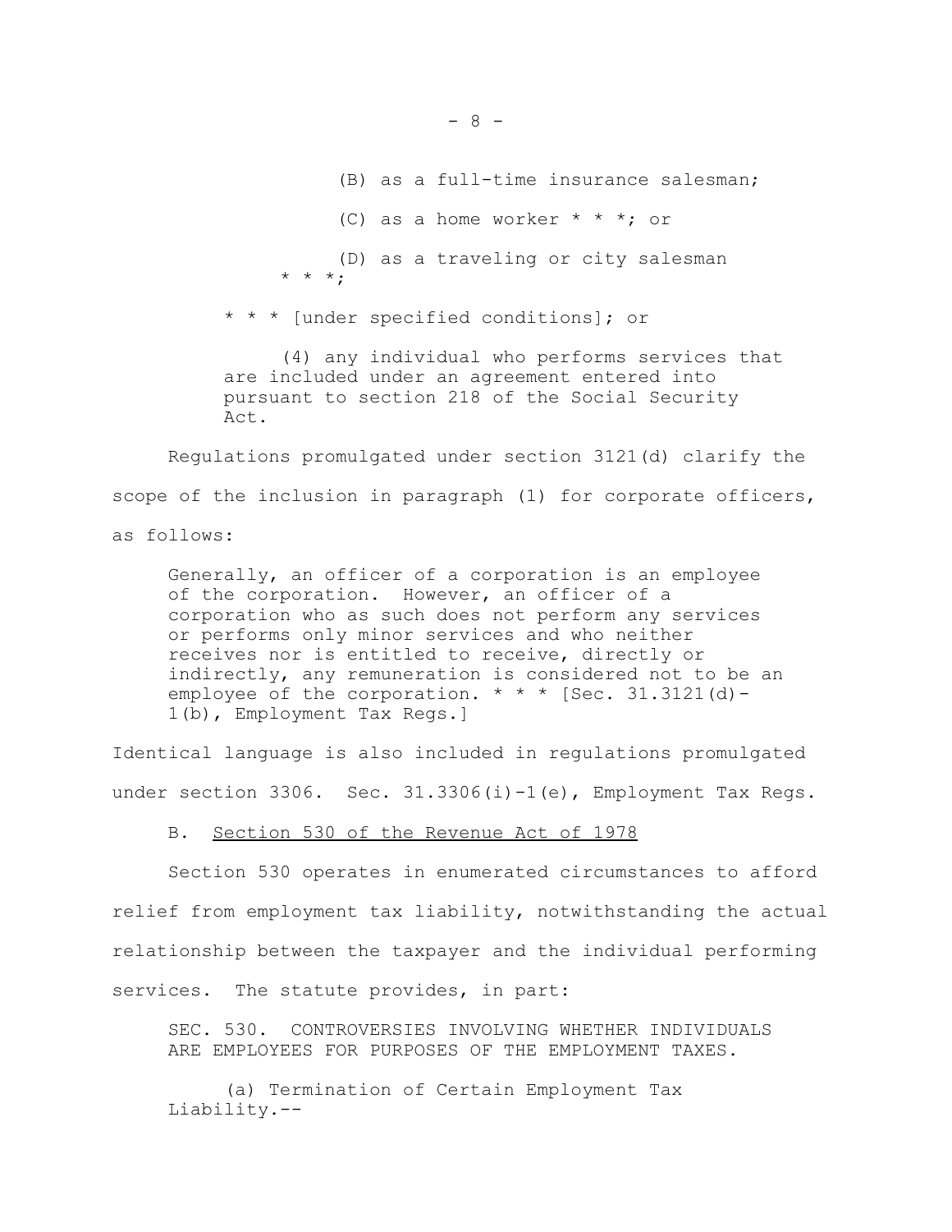> (B) as a full-time insurance salesman;
>
> (C) as a home worker * * *; or
>
> (D) as a traveling or city salesman * * *;
>
> * * * [under specified conditions]; or
>
> (4) any individual who performs services that are included under an agreement entered into pursuant to section 218 of the Social Security Act.

Regulations promulgated under section 3121(d) clarify the scope of the inclusion in paragraph (1) for corporate officers, as follows:

> Generally, an officer of a corporation is an employee of the corporation. However, an officer of a corporation who as such does not perform any services or performs only minor services and who neither receives nor is entitled to receive, directly or indirectly, any remuneration is considered not to be an employee of the corporation. * * * [Sec. 31.3121(d)-1(b), Employment Tax Regs.]

Identical language is also included in regulations promulgated under section 3306. Sec. 31.3306(i)-1(e), Employment Tax Regs.

B. Section 530 of the Revenue Act of 1978

Section 530 operates in enumerated circumstances to afford relief from employment tax liability, notwithstanding the actual relationship between the taxpayer and the individual performing services. The statute provides, in part:

> SEC. 530. CONTROVERSIES INVOLVING WHETHER INDIVIDUALS ARE EMPLOYEES FOR PURPOSES OF THE EMPLOYMENT TAXES.
>
> (a) Termination of Certain Employment Tax Liability.--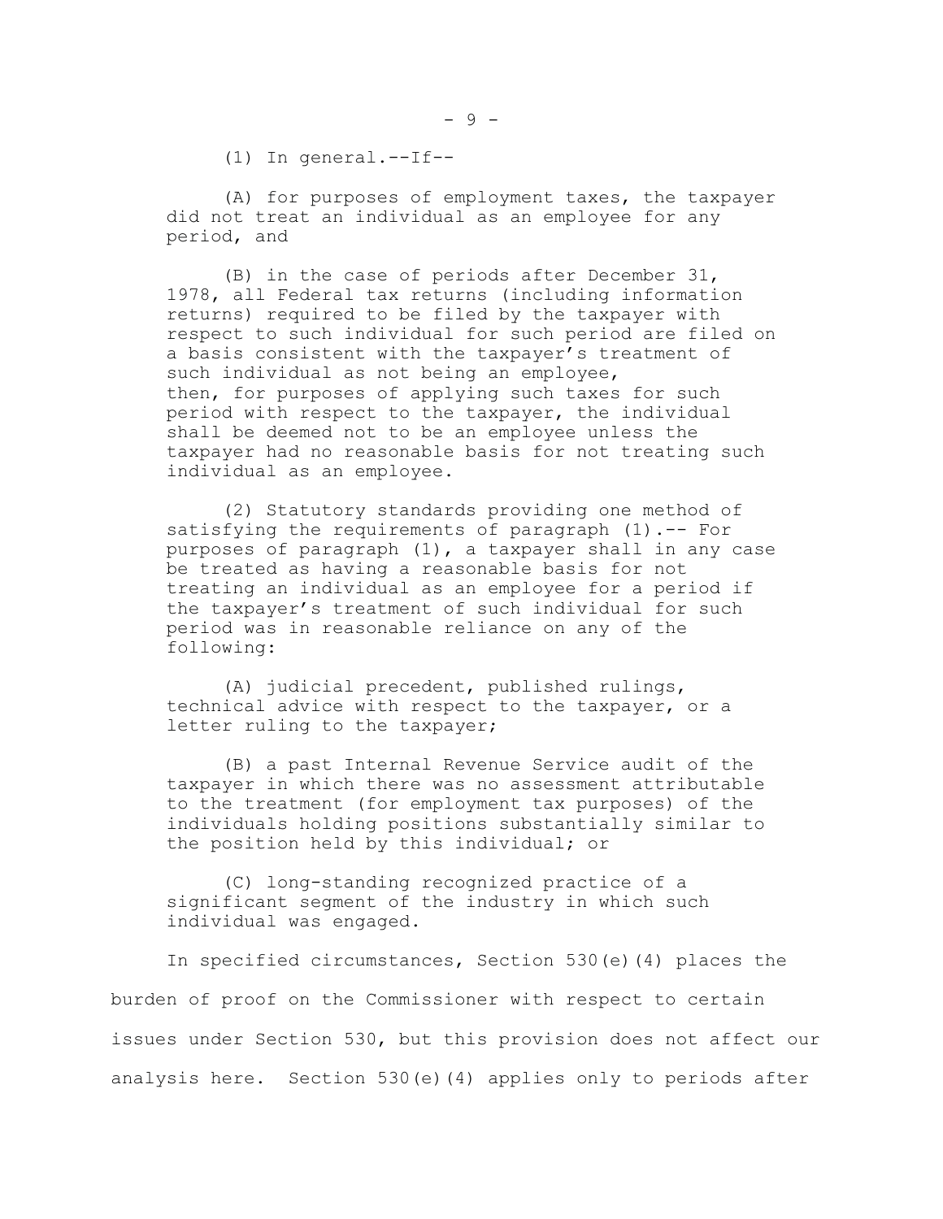(1) In general.--If--

(A) for purposes of employment taxes, the taxpayer did not treat an individual as an employee for any period, and

(B) in the case of periods after December 31, 1978, all Federal tax returns (including information returns) required to be filed by the taxpayer with respect to such individual for such period are filed on a basis consistent with the taxpayer's treatment of such individual as not being an employee, then, for purposes of applying such taxes for such period with respect to the taxpayer, the individual shall be deemed not to be an employee unless the taxpayer had no reasonable basis for not treating such individual as an employee.

(2) Statutory standards providing one method of satisfying the requirements of paragraph (1).-- For purposes of paragraph (1), a taxpayer shall in any case be treated as having a reasonable basis for not treating an individual as an employee for a period if the taxpayer's treatment of such individual for such period was in reasonable reliance on any of the following:

(A) judicial precedent, published rulings, technical advice with respect to the taxpayer, or a letter ruling to the taxpayer;

(B) a past Internal Revenue Service audit of the taxpayer in which there was no assessment attributable to the treatment (for employment tax purposes) of the individuals holding positions substantially similar to the position held by this individual; or

(C) long-standing recognized practice of a significant segment of the industry in which such individual was engaged.

In specified circumstances, Section 530(e)(4) places the burden of proof on the Commissioner with respect to certain issues under Section 530, but this provision does not affect our analysis here. Section 530(e)(4) applies only to periods after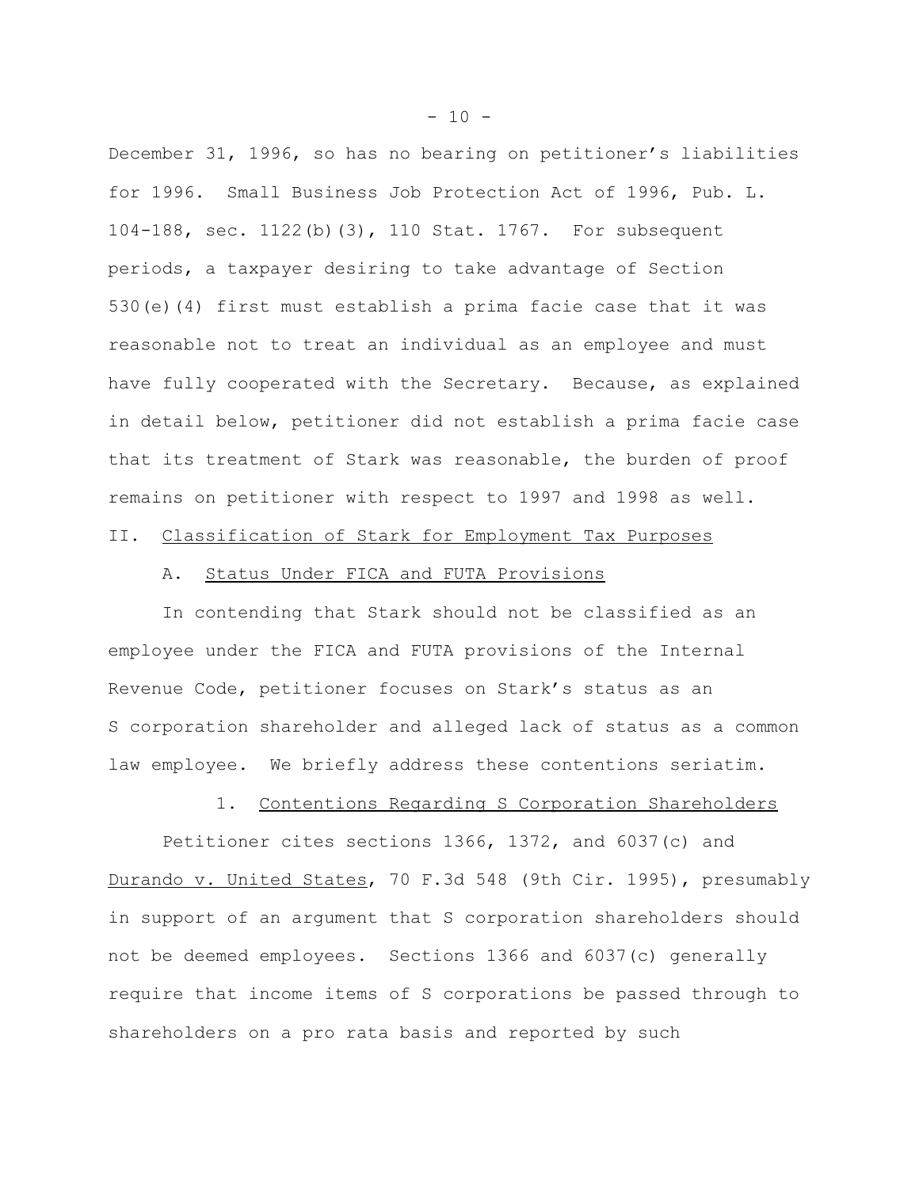December 31, 1996, so has no bearing on petitioner's liabilities for 1996. Small Business Job Protection Act of 1996, Pub. L. 104-188, sec. 1122(b)(3), 110 Stat. 1767. For subsequent periods, a taxpayer desiring to take advantage of Section 530(e)(4) first must establish a prima facie case that it was reasonable not to treat an individual as an employee and must have fully cooperated with the Secretary. Because, as explained in detail below, petitioner did not establish a prima facie case that its treatment of Stark was reasonable, the burden of proof remains on petitioner with respect to 1997 and 1998 as well.

## II. Classification of Stark for Employment Tax Purposes

### A. Status Under FICA and FUTA Provisions

In contending that Stark should not be classified as an employee under the FICA and FUTA provisions of the Internal Revenue Code, petitioner focuses on Stark's status as an S corporation shareholder and alleged lack of status as a common law employee. We briefly address these contentions seriatim.

#### 1. Contentions Regarding S Corporation Shareholders

Petitioner cites sections 1366, 1372, and 6037(c) and Durando v. United States, 70 F.3d 548 (9th Cir. 1995), presumably in support of an argument that S corporation shareholders should not be deemed employees. Sections 1366 and 6037(c) generally require that income items of S corporations be passed through to shareholders on a pro rata basis and reported by such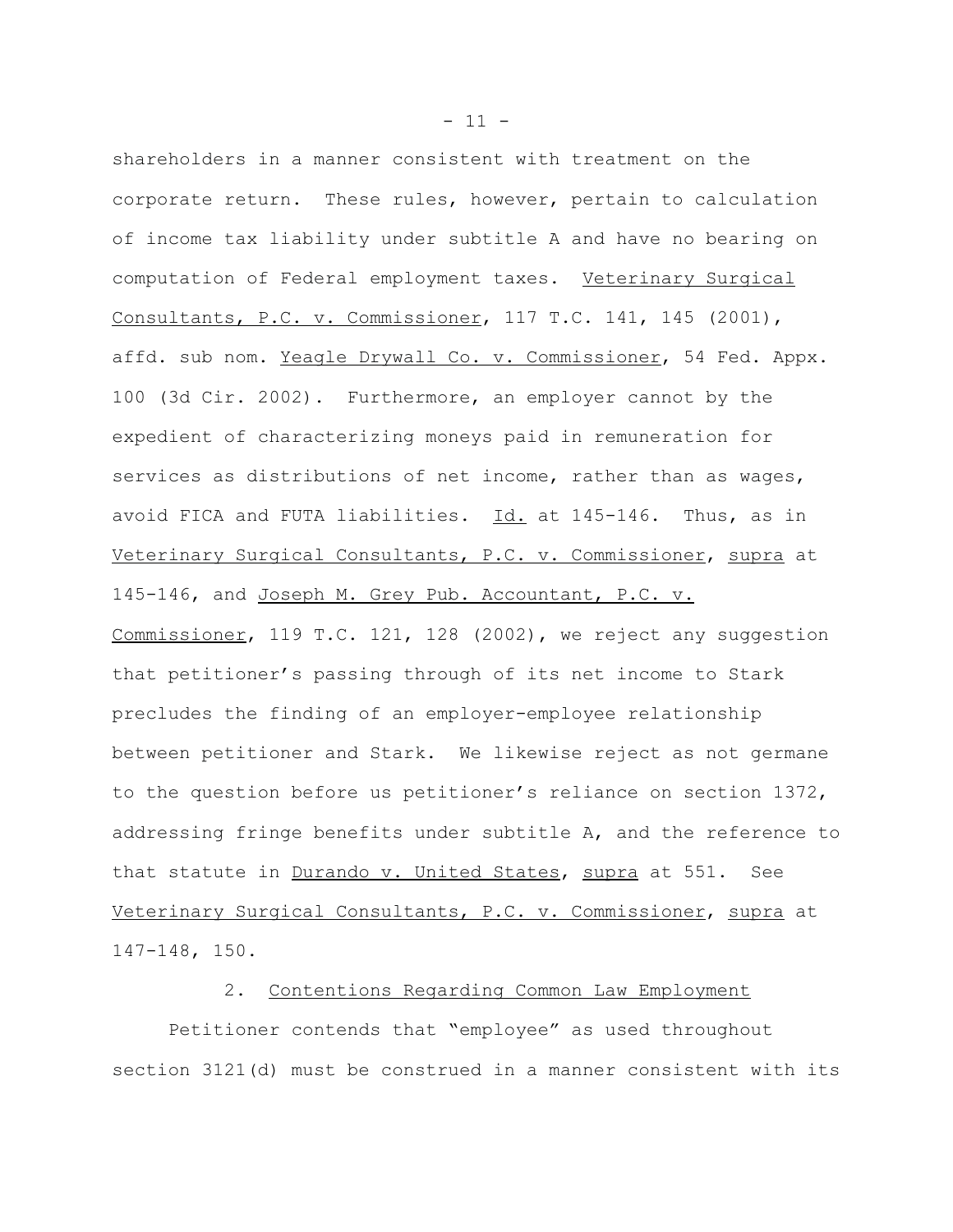shareholders in a manner consistent with treatment on the corporate return. These rules, however, pertain to calculation of income tax liability under subtitle A and have no bearing on computation of Federal employment taxes. Veterinary Surgical Consultants, P.C. v. Commissioner, 117 T.C. 141, 145 (2001), affd. sub nom. Yeagle Drywall Co. v. Commissioner, 54 Fed. Appx. 100 (3d Cir. 2002). Furthermore, an employer cannot by the expedient of characterizing moneys paid in remuneration for services as distributions of net income, rather than as wages, avoid FICA and FUTA liabilities. Id. at 145-146. Thus, as in Veterinary Surgical Consultants, P.C. v. Commissioner, supra at 145-146, and Joseph M. Grey Pub. Accountant, P.C. v. Commissioner, 119 T.C. 121, 128 (2002), we reject any suggestion that petitioner's passing through of its net income to Stark precludes the finding of an employer-employee relationship between petitioner and Stark. We likewise reject as not germane to the question before us petitioner's reliance on section 1372, addressing fringe benefits under subtitle A, and the reference to that statute in Durando v. United States, supra at 551. See Veterinary Surgical Consultants, P.C. v. Commissioner, supra at 147-148, 150.

2. Contentions Regarding Common Law Employment

Petitioner contends that "employee" as used throughout section 3121(d) must be construed in a manner consistent with its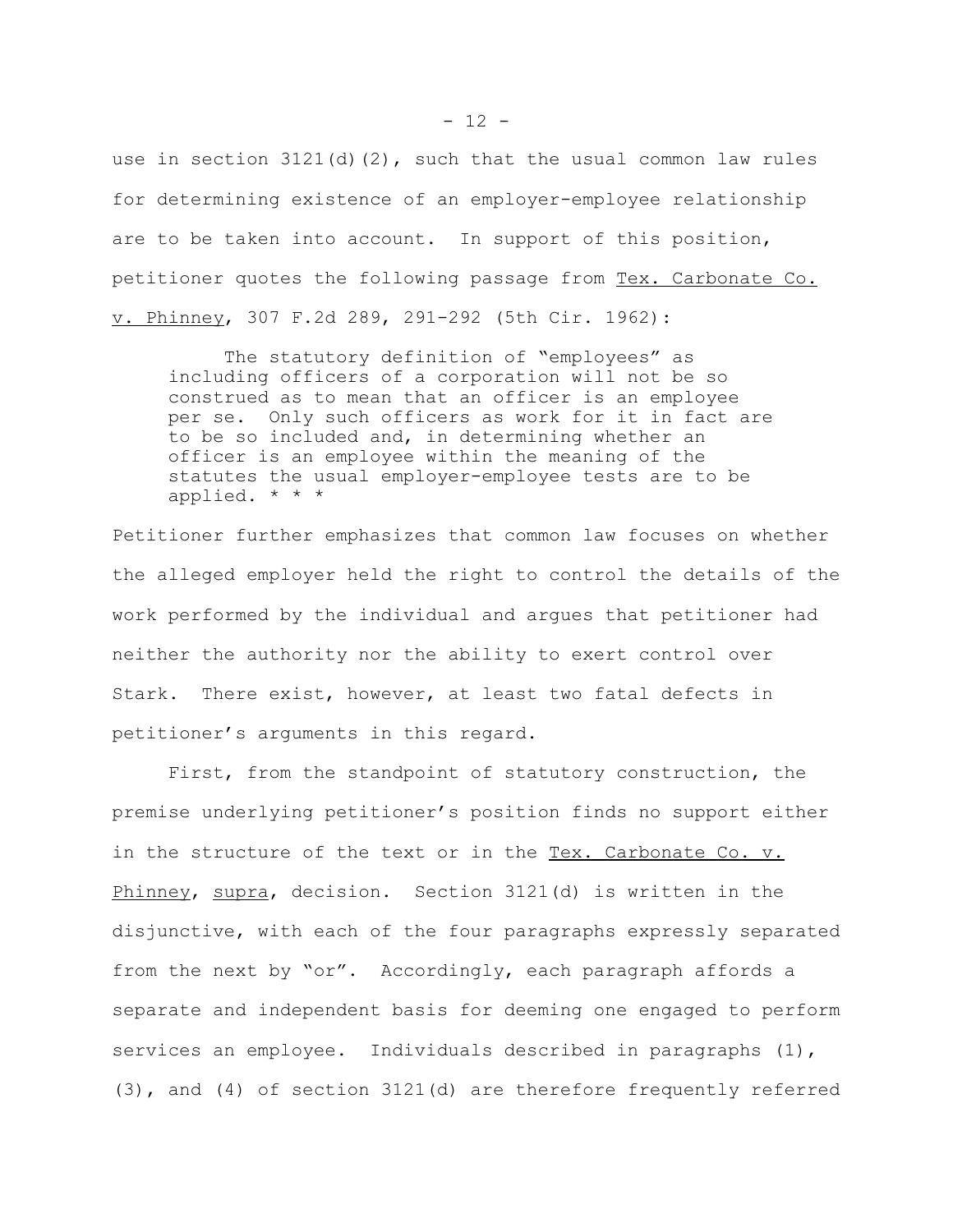use in section 3121(d)(2), such that the usual common law rules for determining existence of an employer-employee relationship are to be taken into account. In support of this position, petitioner quotes the following passage from Tex. Carbonate Co. v. Phinney, 307 F.2d 289, 291-292 (5th Cir. 1962):

> The statutory definition of "employees" as including officers of a corporation will not be so construed as to mean that an officer is an employee per se. Only such officers as work for it in fact are to be so included and, in determining whether an officer is an employee within the meaning of the statutes the usual employer-employee tests are to be applied. * * *

Petitioner further emphasizes that common law focuses on whether the alleged employer held the right to control the details of the work performed by the individual and argues that petitioner had neither the authority nor the ability to exert control over Stark. There exist, however, at least two fatal defects in petitioner's arguments in this regard.

First, from the standpoint of statutory construction, the premise underlying petitioner's position finds no support either in the structure of the text or in the Tex. Carbonate Co. v. Phinney, supra, decision. Section 3121(d) is written in the disjunctive, with each of the four paragraphs expressly separated from the next by "or". Accordingly, each paragraph affords a separate and independent basis for deeming one engaged to perform services an employee. Individuals described in paragraphs (1), (3), and (4) of section 3121(d) are therefore frequently referred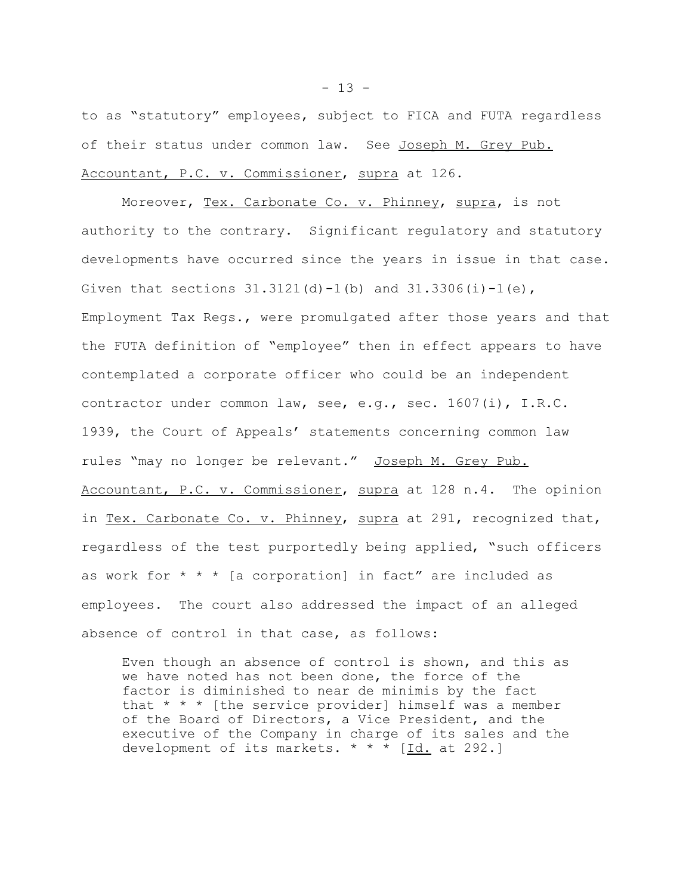to as "statutory" employees, subject to FICA and FUTA regardless of their status under common law. See Joseph M. Grey Pub. Accountant, P.C. v. Commissioner, supra at 126.

Moreover, Tex. Carbonate Co. v. Phinney, supra, is not authority to the contrary. Significant regulatory and statutory developments have occurred since the years in issue in that case. Given that sections 31.3121(d)-1(b) and 31.3306(i)-1(e), Employment Tax Regs., were promulgated after those years and that the FUTA definition of "employee" then in effect appears to have contemplated a corporate officer who could be an independent contractor under common law, see, e.g., sec. 1607(i), I.R.C. 1939, the Court of Appeals' statements concerning common law rules "may no longer be relevant." Joseph M. Grey Pub. Accountant, P.C. v. Commissioner, supra at 128 n.4. The opinion in Tex. Carbonate Co. v. Phinney, supra at 291, recognized that, regardless of the test purportedly being applied, "such officers as work for * * * [a corporation] in fact" are included as employees. The court also addressed the impact of an alleged absence of control in that case, as follows:

> Even though an absence of control is shown, and this as we have noted has not been done, the force of the factor is diminished to near de minimis by the fact that * * * [the service provider] himself was a member of the Board of Directors, a Vice President, and the executive of the Company in charge of its sales and the development of its markets. * * * [Id. at 292.]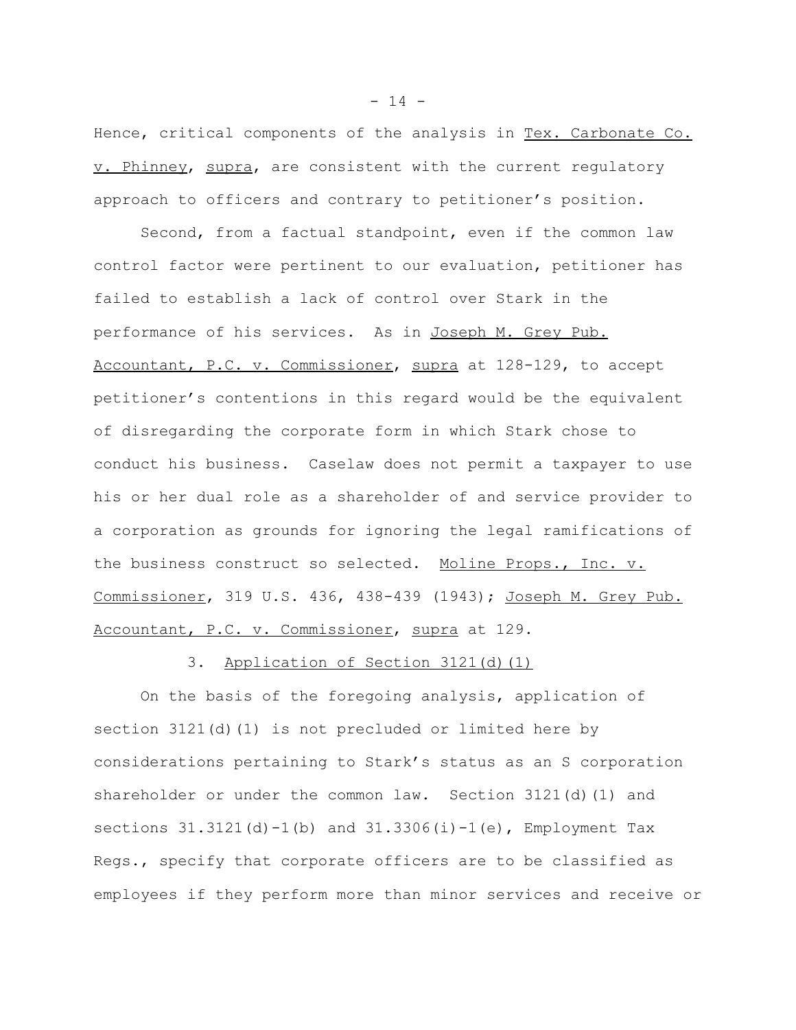Hence, critical components of the analysis in Tex. Carbonate Co. v. Phinney, supra, are consistent with the current regulatory approach to officers and contrary to petitioner’s position.

Second, from a factual standpoint, even if the common law control factor were pertinent to our evaluation, petitioner has failed to establish a lack of control over Stark in the performance of his services. As in Joseph M. Grey Pub. Accountant, P.C. v. Commissioner, supra at 128-129, to accept petitioner’s contentions in this regard would be the equivalent of disregarding the corporate form in which Stark chose to conduct his business. Caselaw does not permit a taxpayer to use his or her dual role as a shareholder of and service provider to a corporation as grounds for ignoring the legal ramifications of the business construct so selected. Moline Props., Inc. v. Commissioner, 319 U.S. 436, 438-439 (1943); Joseph M. Grey Pub. Accountant, P.C. v. Commissioner, supra at 129.

3. Application of Section 3121(d)(1)

On the basis of the foregoing analysis, application of section 3121(d)(1) is not precluded or limited here by considerations pertaining to Stark’s status as an S corporation shareholder or under the common law. Section 3121(d)(1) and sections 31.3121(d)-1(b) and 31.3306(i)-1(e), Employment Tax Regs., specify that corporate officers are to be classified as employees if they perform more than minor services and receive or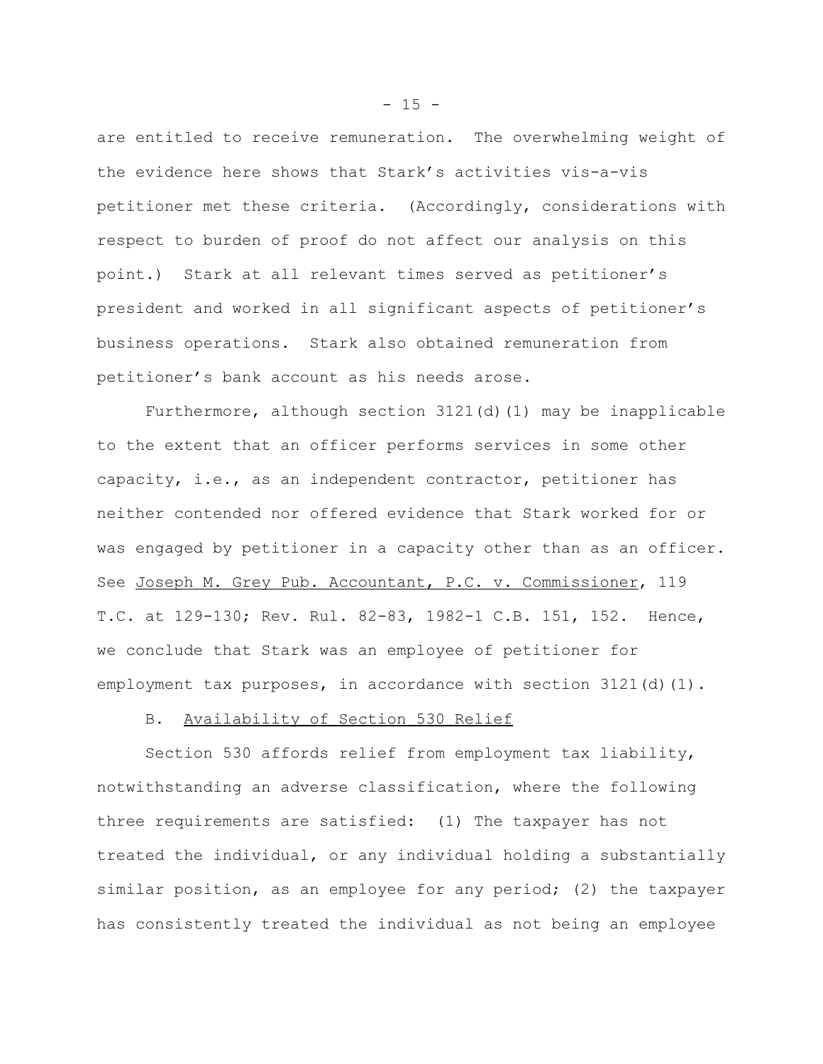are entitled to receive remuneration. The overwhelming weight of the evidence here shows that Stark's activities vis-a-vis petitioner met these criteria. (Accordingly, considerations with respect to burden of proof do not affect our analysis on this point.) Stark at all relevant times served as petitioner's president and worked in all significant aspects of petitioner's business operations. Stark also obtained remuneration from petitioner's bank account as his needs arose.

Furthermore, although section 3121(d)(1) may be inapplicable to the extent that an officer performs services in some other capacity, i.e., as an independent contractor, petitioner has neither contended nor offered evidence that Stark worked for or was engaged by petitioner in a capacity other than as an officer. See Joseph M. Grey Pub. Accountant, P.C. v. Commissioner, 119 T.C. at 129-130; Rev. Rul. 82-83, 1982-1 C.B. 151, 152. Hence, we conclude that Stark was an employee of petitioner for employment tax purposes, in accordance with section 3121(d)(1).

B. Availability of Section 530 Relief

Section 530 affords relief from employment tax liability, notwithstanding an adverse classification, where the following three requirements are satisfied: (1) The taxpayer has not treated the individual, or any individual holding a substantially similar position, as an employee for any period; (2) the taxpayer has consistently treated the individual as not being an employee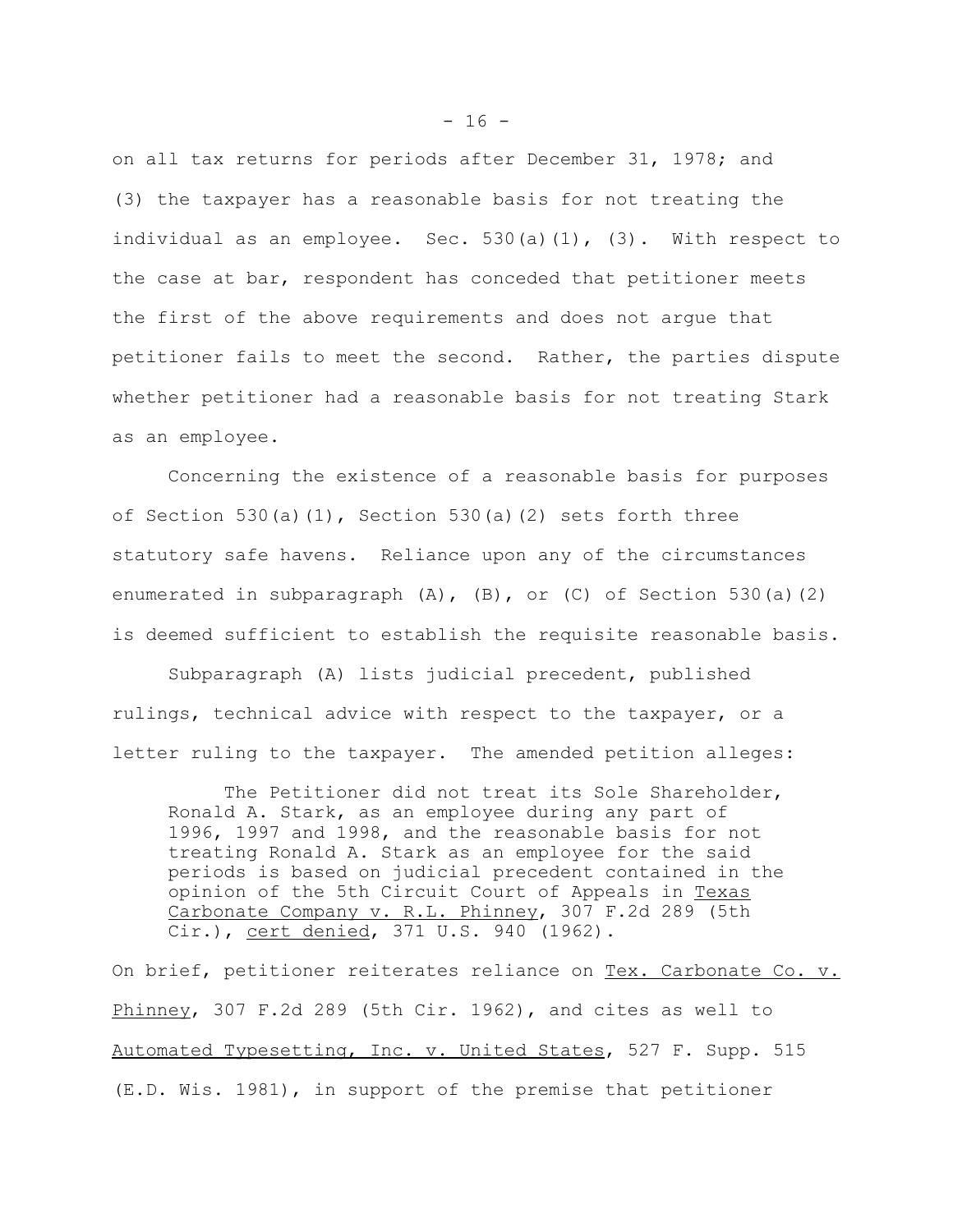on all tax returns for periods after December 31, 1978; and (3) the taxpayer has a reasonable basis for not treating the individual as an employee. Sec. 530(a)(1), (3). With respect to the case at bar, respondent has conceded that petitioner meets the first of the above requirements and does not argue that petitioner fails to meet the second. Rather, the parties dispute whether petitioner had a reasonable basis for not treating Stark as an employee.

Concerning the existence of a reasonable basis for purposes of Section 530(a)(1), Section 530(a)(2) sets forth three statutory safe havens. Reliance upon any of the circumstances enumerated in subparagraph (A), (B), or (C) of Section 530(a)(2) is deemed sufficient to establish the requisite reasonable basis.

Subparagraph (A) lists judicial precedent, published rulings, technical advice with respect to the taxpayer, or a letter ruling to the taxpayer. The amended petition alleges:

> The Petitioner did not treat its Sole Shareholder, Ronald A. Stark, as an employee during any part of 1996, 1997 and 1998, and the reasonable basis for not treating Ronald A. Stark as an employee for the said periods is based on judicial precedent contained in the opinion of the 5th Circuit Court of Appeals in Texas Carbonate Company v. R.L. Phinney, 307 F.2d 289 (5th Cir.), cert denied, 371 U.S. 940 (1962).

On brief, petitioner reiterates reliance on Tex. Carbonate Co. v. Phinney, 307 F.2d 289 (5th Cir. 1962), and cites as well to Automated Typesetting, Inc. v. United States, 527 F. Supp. 515 (E.D. Wis. 1981), in support of the premise that petitioner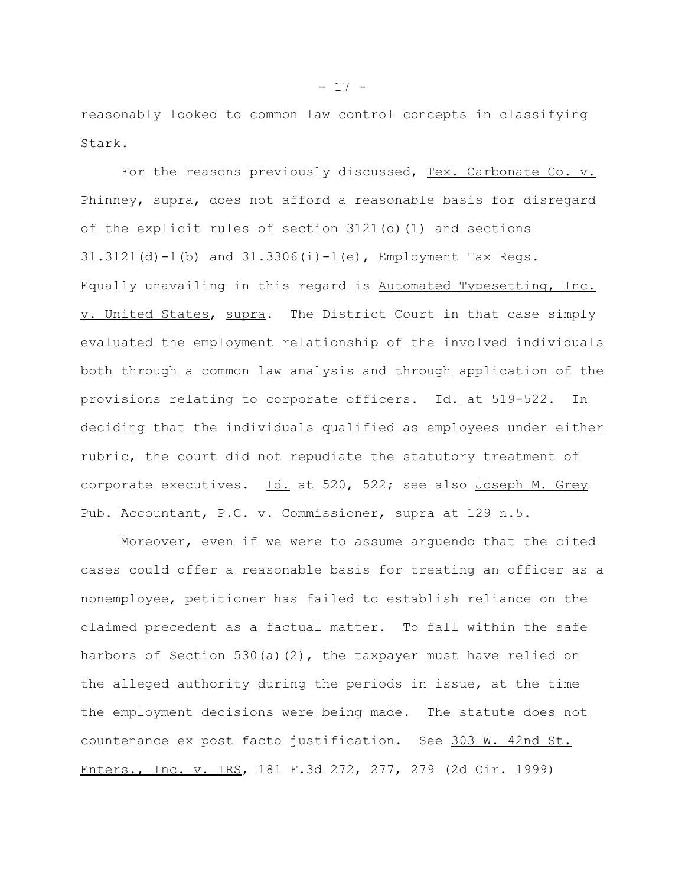reasonably looked to common law control concepts in classifying Stark.

For the reasons previously discussed, Tex. Carbonate Co. v. Phinney, supra, does not afford a reasonable basis for disregard of the explicit rules of section 3121(d)(1) and sections 31.3121(d)-1(b) and 31.3306(i)-1(e), Employment Tax Regs. Equally unavailing in this regard is Automated Typesetting, Inc. v. United States, supra. The District Court in that case simply evaluated the employment relationship of the involved individuals both through a common law analysis and through application of the provisions relating to corporate officers. Id. at 519-522. In deciding that the individuals qualified as employees under either rubric, the court did not repudiate the statutory treatment of corporate executives. Id. at 520, 522; see also Joseph M. Grey Pub. Accountant, P.C. v. Commissioner, supra at 129 n.5.

Moreover, even if we were to assume arguendo that the cited cases could offer a reasonable basis for treating an officer as a nonemployee, petitioner has failed to establish reliance on the claimed precedent as a factual matter. To fall within the safe harbors of Section 530(a)(2), the taxpayer must have relied on the alleged authority during the periods in issue, at the time the employment decisions were being made. The statute does not countenance ex post facto justification. See 303 W. 42nd St. Enters., Inc. v. IRS, 181 F.3d 272, 277, 279 (2d Cir. 1999)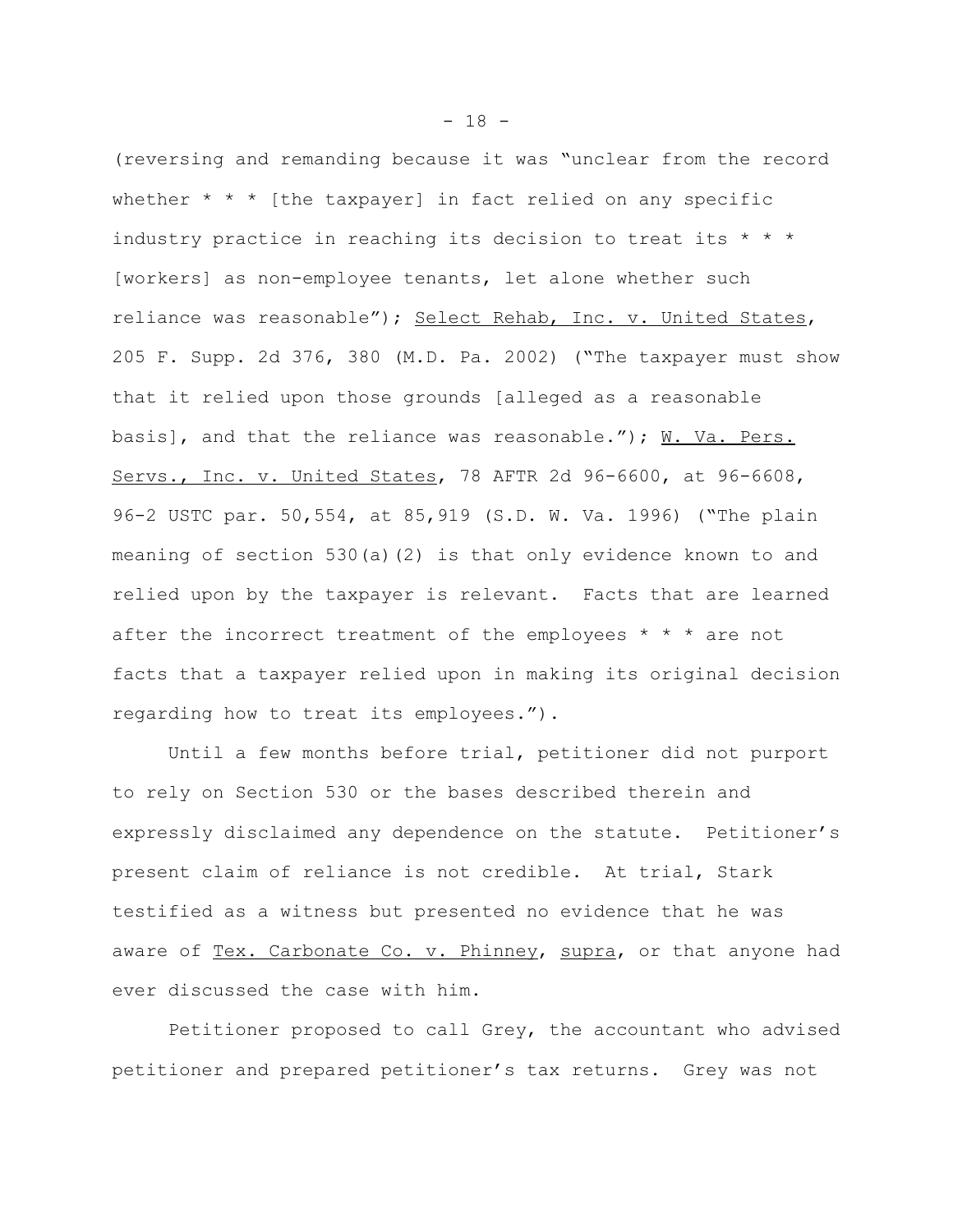(reversing and remanding because it was "unclear from the record whether * * * [the taxpayer] in fact relied on any specific industry practice in reaching its decision to treat its * * * [workers] as non-employee tenants, let alone whether such reliance was reasonable"); Select Rehab, Inc. v. United States, 205 F. Supp. 2d 376, 380 (M.D. Pa. 2002) ("The taxpayer must show that it relied upon those grounds [alleged as a reasonable basis], and that the reliance was reasonable."); W. Va. Pers. Servs., Inc. v. United States, 78 AFTR 2d 96-6600, at 96-6608, 96-2 USTC par. 50,554, at 85,919 (S.D. W. Va. 1996) ("The plain meaning of section 530(a)(2) is that only evidence known to and relied upon by the taxpayer is relevant. Facts that are learned after the incorrect treatment of the employees * * * are not facts that a taxpayer relied upon in making its original decision regarding how to treat its employees.").

Until a few months before trial, petitioner did not purport to rely on Section 530 or the bases described therein and expressly disclaimed any dependence on the statute. Petitioner's present claim of reliance is not credible. At trial, Stark testified as a witness but presented no evidence that he was aware of Tex. Carbonate Co. v. Phinney, supra, or that anyone had ever discussed the case with him.

Petitioner proposed to call Grey, the accountant who advised petitioner and prepared petitioner's tax returns. Grey was not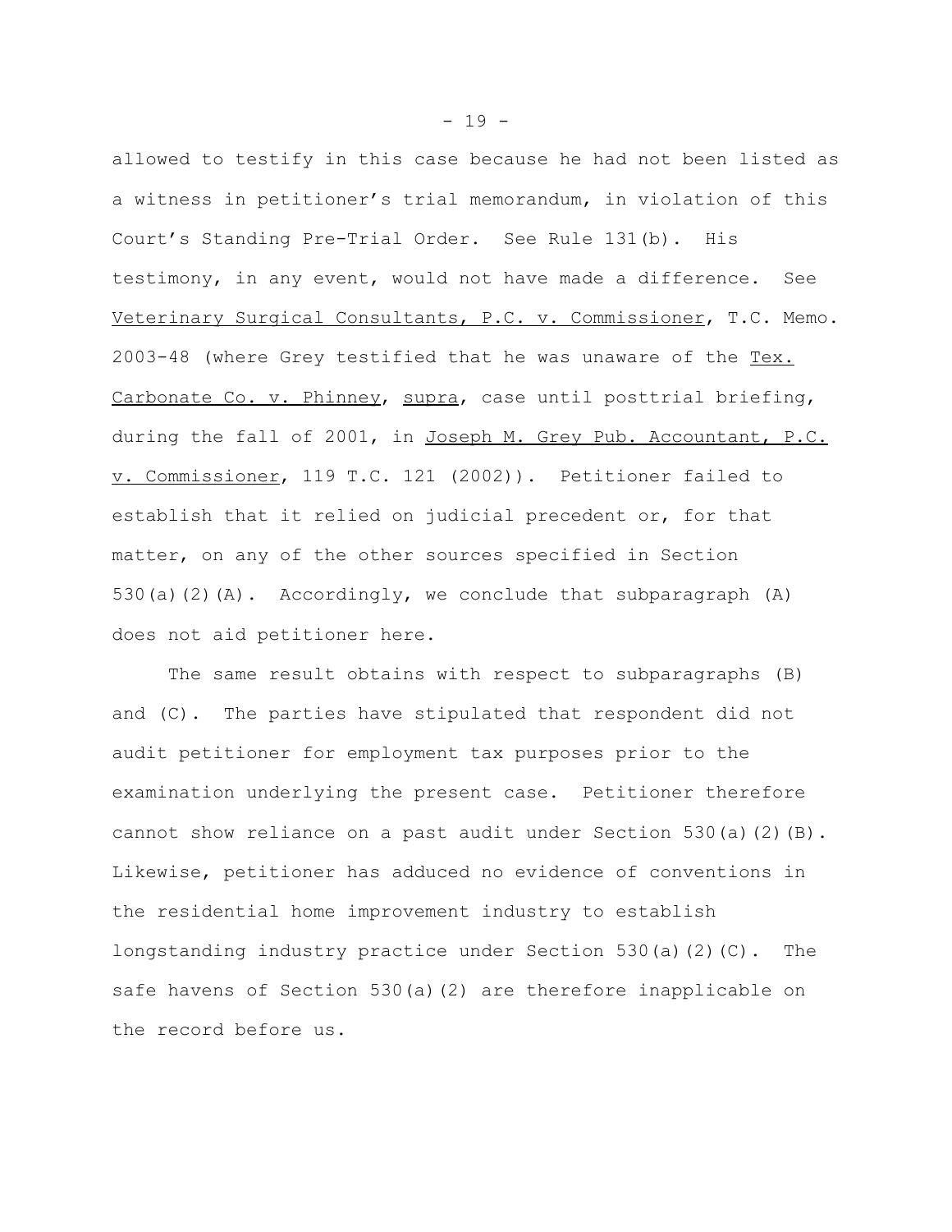allowed to testify in this case because he had not been listed as a witness in petitioner's trial memorandum, in violation of this Court's Standing Pre-Trial Order. See Rule 131(b). His testimony, in any event, would not have made a difference. See Veterinary Surgical Consultants, P.C. v. Commissioner, T.C. Memo. 2003-48 (where Grey testified that he was unaware of the Tex. Carbonate Co. v. Phinney, supra, case until posttrial briefing, during the fall of 2001, in Joseph M. Grey Pub. Accountant, P.C. v. Commissioner, 119 T.C. 121 (2002)). Petitioner failed to establish that it relied on judicial precedent or, for that matter, on any of the other sources specified in Section 530(a)(2)(A). Accordingly, we conclude that subparagraph (A) does not aid petitioner here.

The same result obtains with respect to subparagraphs (B) and (C). The parties have stipulated that respondent did not audit petitioner for employment tax purposes prior to the examination underlying the present case. Petitioner therefore cannot show reliance on a past audit under Section 530(a)(2)(B). Likewise, petitioner has adduced no evidence of conventions in the residential home improvement industry to establish longstanding industry practice under Section 530(a)(2)(C). The safe havens of Section 530(a)(2) are therefore inapplicable on the record before us.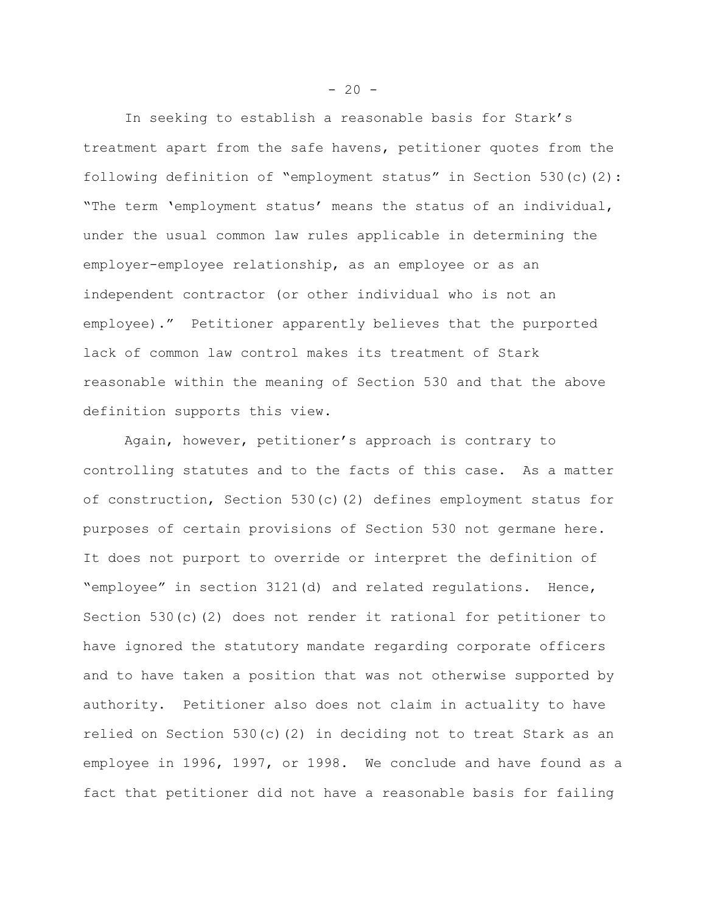In seeking to establish a reasonable basis for Stark's treatment apart from the safe havens, petitioner quotes from the following definition of "employment status" in Section 530(c)(2): "The term 'employment status' means the status of an individual, under the usual common law rules applicable in determining the employer-employee relationship, as an employee or as an independent contractor (or other individual who is not an employee)." Petitioner apparently believes that the purported lack of common law control makes its treatment of Stark reasonable within the meaning of Section 530 and that the above definition supports this view.

Again, however, petitioner's approach is contrary to controlling statutes and to the facts of this case. As a matter of construction, Section 530(c)(2) defines employment status for purposes of certain provisions of Section 530 not germane here. It does not purport to override or interpret the definition of "employee" in section 3121(d) and related regulations. Hence, Section 530(c)(2) does not render it rational for petitioner to have ignored the statutory mandate regarding corporate officers and to have taken a position that was not otherwise supported by authority. Petitioner also does not claim in actuality to have relied on Section 530(c)(2) in deciding not to treat Stark as an employee in 1996, 1997, or 1998. We conclude and have found as a fact that petitioner did not have a reasonable basis for failing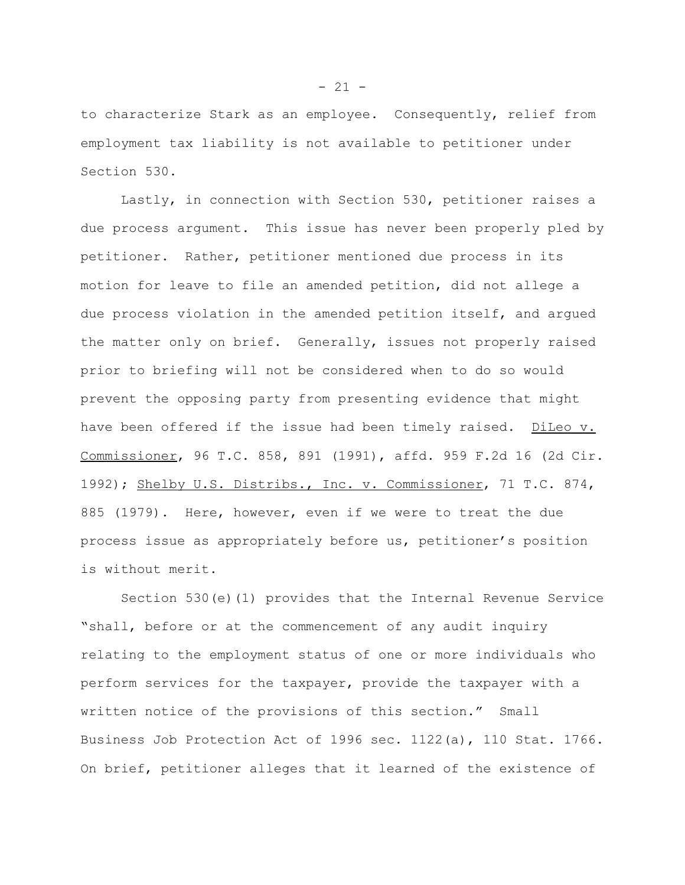to characterize Stark as an employee. Consequently, relief from employment tax liability is not available to petitioner under Section 530.

Lastly, in connection with Section 530, petitioner raises a due process argument. This issue has never been properly pled by petitioner. Rather, petitioner mentioned due process in its motion for leave to file an amended petition, did not allege a due process violation in the amended petition itself, and argued the matter only on brief. Generally, issues not properly raised prior to briefing will not be considered when to do so would prevent the opposing party from presenting evidence that might have been offered if the issue had been timely raised. DiLeo v. Commissioner, 96 T.C. 858, 891 (1991), affd. 959 F.2d 16 (2d Cir. 1992); Shelby U.S. Distribs., Inc. v. Commissioner, 71 T.C. 874, 885 (1979). Here, however, even if we were to treat the due process issue as appropriately before us, petitioner's position is without merit.

Section 530(e)(1) provides that the Internal Revenue Service "shall, before or at the commencement of any audit inquiry relating to the employment status of one or more individuals who perform services for the taxpayer, provide the taxpayer with a written notice of the provisions of this section." Small Business Job Protection Act of 1996 sec. 1122(a), 110 Stat. 1766. On brief, petitioner alleges that it learned of the existence of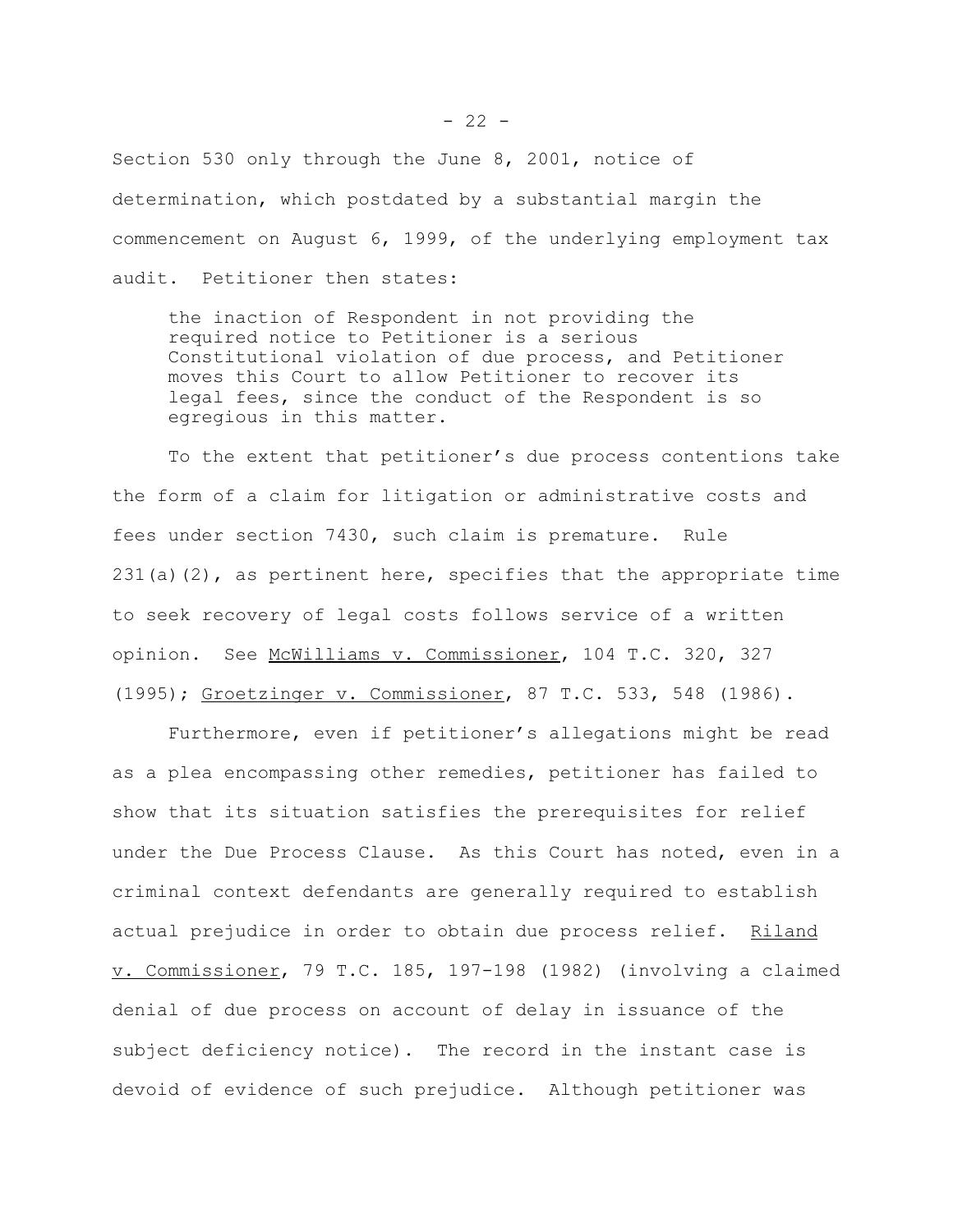Section 530 only through the June 8, 2001, notice of determination, which postdated by a substantial margin the commencement on August 6, 1999, of the underlying employment tax audit. Petitioner then states:

> the inaction of Respondent in not providing the required notice to Petitioner is a serious Constitutional violation of due process, and Petitioner moves this Court to allow Petitioner to recover its legal fees, since the conduct of the Respondent is so egregious in this matter.

To the extent that petitioner's due process contentions take the form of a claim for litigation or administrative costs and fees under section 7430, such claim is premature. Rule 231(a)(2), as pertinent here, specifies that the appropriate time to seek recovery of legal costs follows service of a written opinion. See McWilliams v. Commissioner, 104 T.C. 320, 327 (1995); Groetzinger v. Commissioner, 87 T.C. 533, 548 (1986).

Furthermore, even if petitioner's allegations might be read as a plea encompassing other remedies, petitioner has failed to show that its situation satisfies the prerequisites for relief under the Due Process Clause. As this Court has noted, even in a criminal context defendants are generally required to establish actual prejudice in order to obtain due process relief. Riland v. Commissioner, 79 T.C. 185, 197-198 (1982) (involving a claimed denial of due process on account of delay in issuance of the subject deficiency notice). The record in the instant case is devoid of evidence of such prejudice. Although petitioner was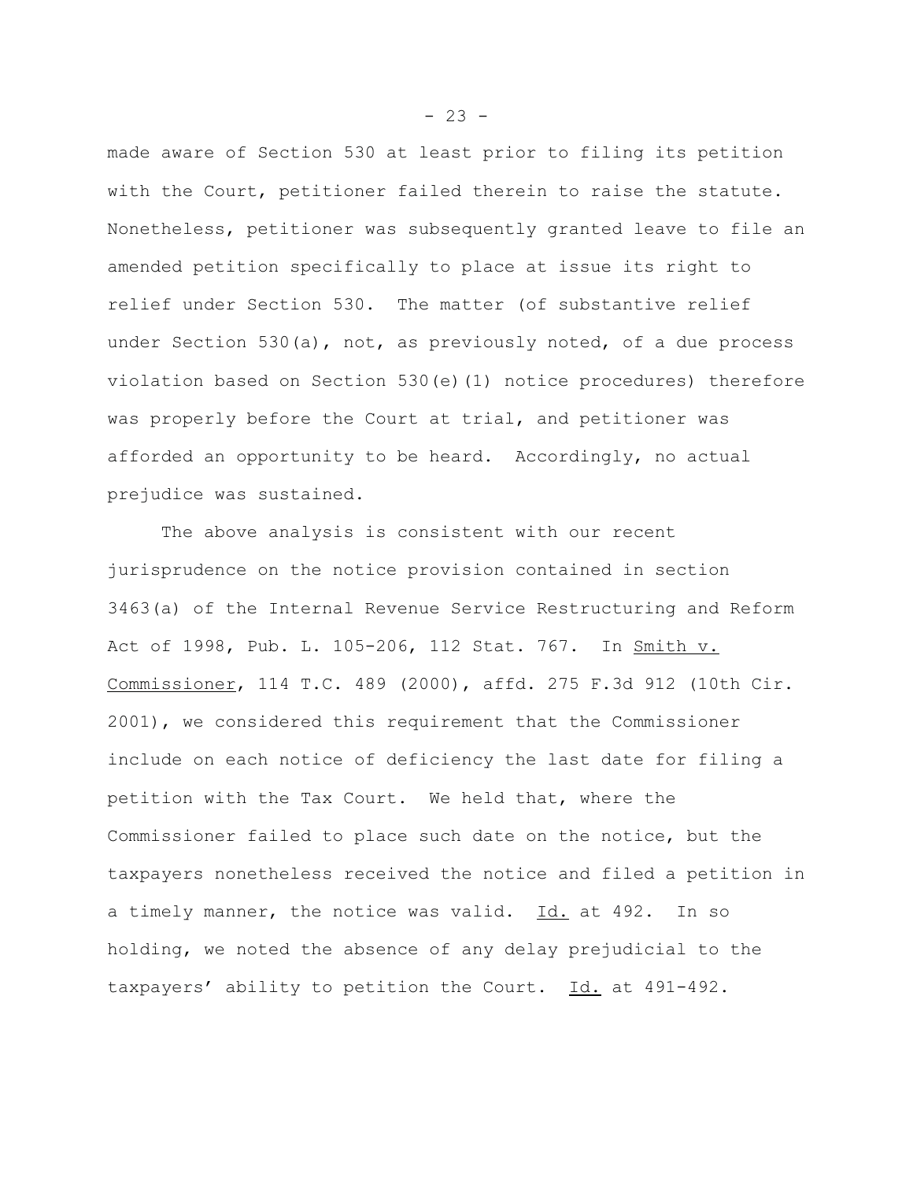made aware of Section 530 at least prior to filing its petition with the Court, petitioner failed therein to raise the statute. Nonetheless, petitioner was subsequently granted leave to file an amended petition specifically to place at issue its right to relief under Section 530. The matter (of substantive relief under Section 530(a), not, as previously noted, of a due process violation based on Section 530(e)(1) notice procedures) therefore was properly before the Court at trial, and petitioner was afforded an opportunity to be heard. Accordingly, no actual prejudice was sustained.

The above analysis is consistent with our recent jurisprudence on the notice provision contained in section 3463(a) of the Internal Revenue Service Restructuring and Reform Act of 1998, Pub. L. 105-206, 112 Stat. 767. In Smith v. Commissioner, 114 T.C. 489 (2000), affd. 275 F.3d 912 (10th Cir. 2001), we considered this requirement that the Commissioner include on each notice of deficiency the last date for filing a petition with the Tax Court. We held that, where the Commissioner failed to place such date on the notice, but the taxpayers nonetheless received the notice and filed a petition in a timely manner, the notice was valid. Id. at 492. In so holding, we noted the absence of any delay prejudicial to the taxpayers' ability to petition the Court. Id. at 491-492.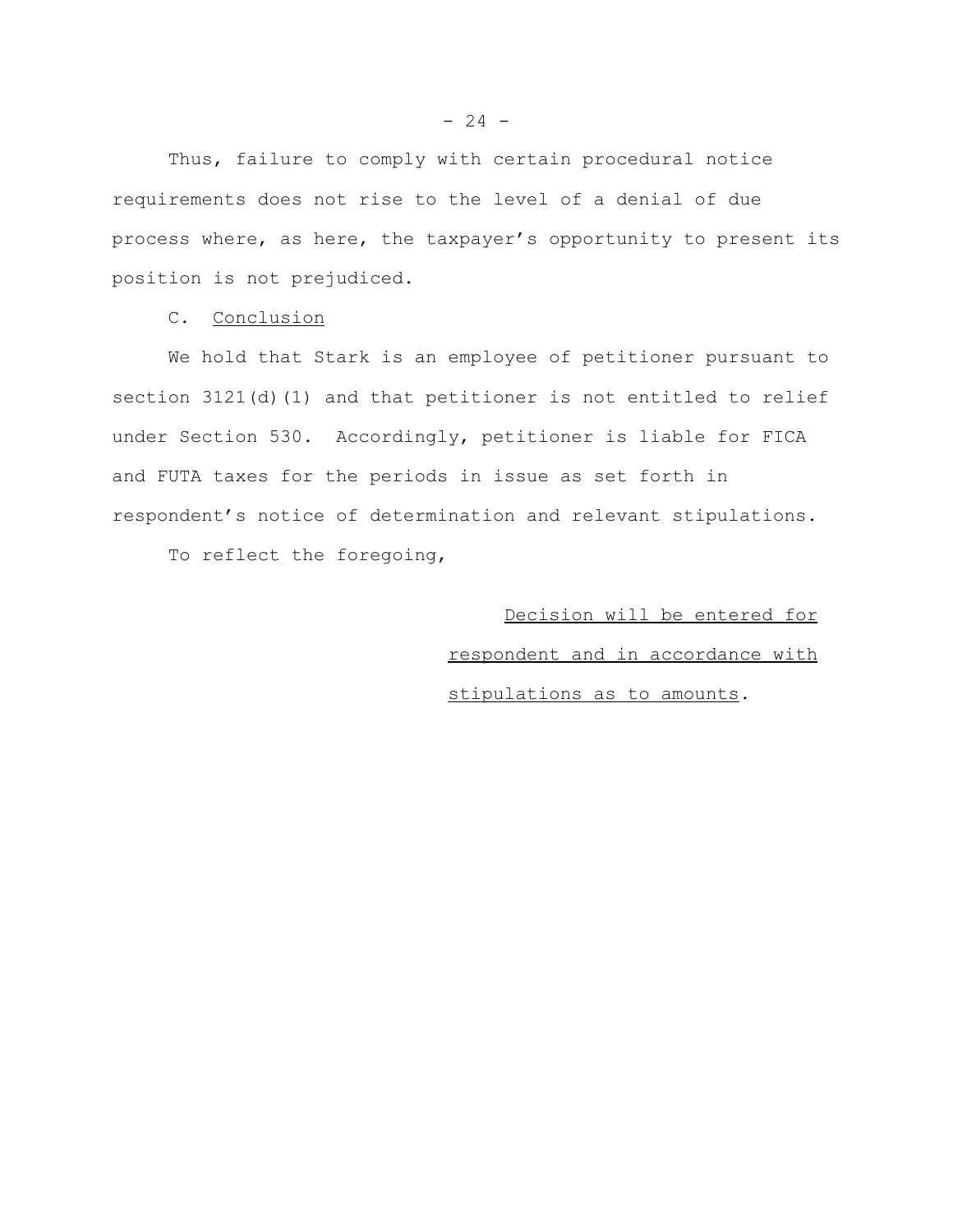Thus, failure to comply with certain procedural notice requirements does not rise to the level of a denial of due process where, as here, the taxpayer's opportunity to present its position is not prejudiced.

C. Conclusion

We hold that Stark is an employee of petitioner pursuant to section 3121(d)(1) and that petitioner is not entitled to relief under Section 530. Accordingly, petitioner is liable for FICA and FUTA taxes for the periods in issue as set forth in respondent's notice of determination and relevant stipulations.

To reflect the foregoing,

Decision will be entered for respondent and in accordance with stipulations as to amounts.